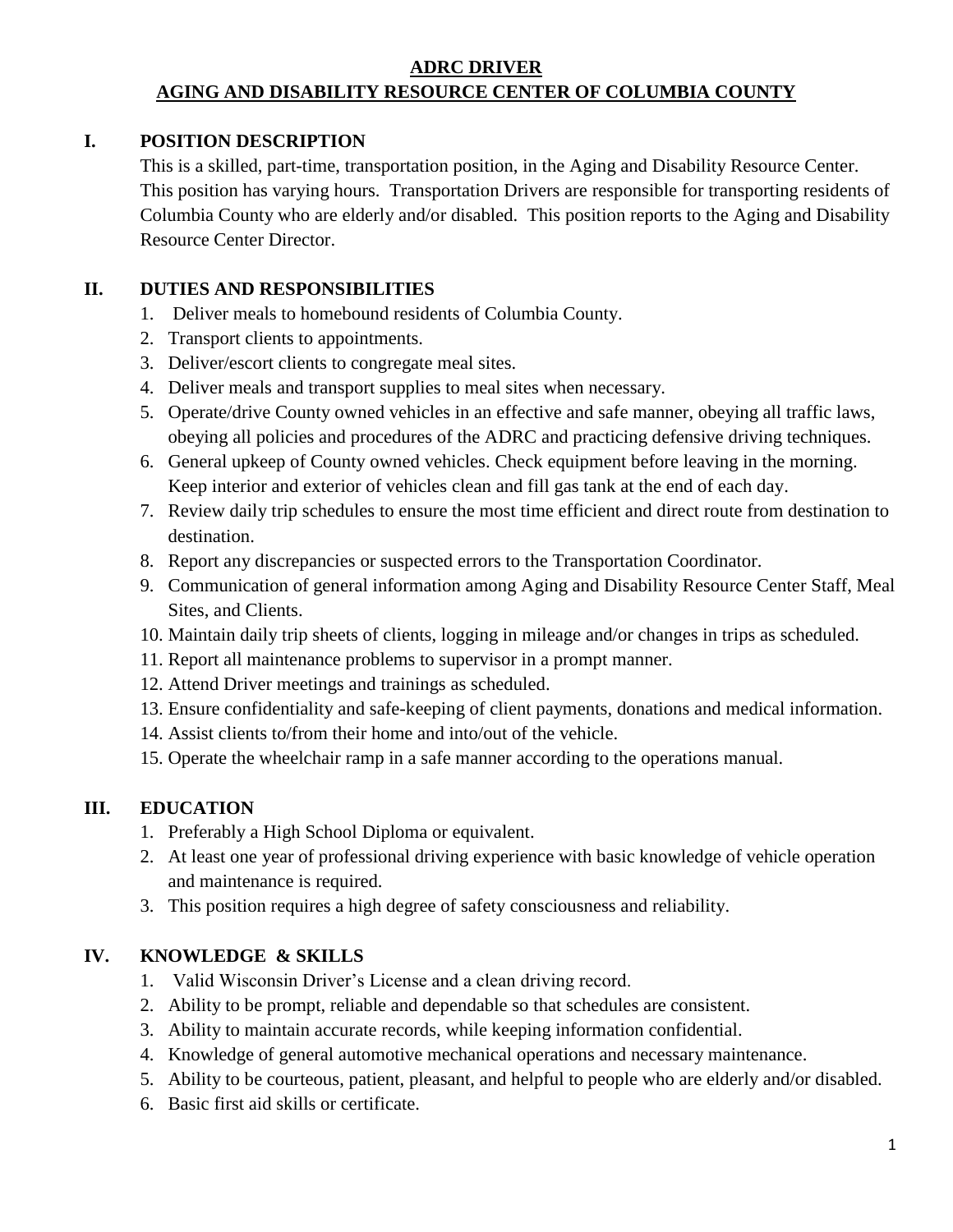# ADRC DRIVER
# AGING AND DISABILITY RESOURCE CENTER OF COLUMBIA COUNTY

## I. POSITION DESCRIPTION

This is a skilled, part-time, transportation position, in the Aging and Disability Resource Center. This position has varying hours. Transportation Drivers are responsible for transporting residents of Columbia County who are elderly and/or disabled. This position reports to the Aging and Disability Resource Center Director.

## II. DUTIES AND RESPONSIBILITIES

1. Deliver meals to homebound residents of Columbia County.
2. Transport clients to appointments.
3. Deliver/escort clients to congregate meal sites.
4. Deliver meals and transport supplies to meal sites when necessary.
5. Operate/drive County owned vehicles in an effective and safe manner, obeying all traffic laws, obeying all policies and procedures of the ADRC and practicing defensive driving techniques.
6. General upkeep of County owned vehicles. Check equipment before leaving in the morning. Keep interior and exterior of vehicles clean and fill gas tank at the end of each day.
7. Review daily trip schedules to ensure the most time efficient and direct route from destination to destination.
8. Report any discrepancies or suspected errors to the Transportation Coordinator.
9. Communication of general information among Aging and Disability Resource Center Staff, Meal Sites, and Clients.
10. Maintain daily trip sheets of clients, logging in mileage and/or changes in trips as scheduled.
11. Report all maintenance problems to supervisor in a prompt manner.
12. Attend Driver meetings and trainings as scheduled.
13. Ensure confidentiality and safe-keeping of client payments, donations and medical information.
14. Assist clients to/from their home and into/out of the vehicle.
15. Operate the wheelchair ramp in a safe manner according to the operations manual.

## III. EDUCATION

1. Preferably a High School Diploma or equivalent.
2. At least one year of professional driving experience with basic knowledge of vehicle operation and maintenance is required.
3. This position requires a high degree of safety consciousness and reliability.

## IV. KNOWLEDGE & SKILLS

1. Valid Wisconsin Driver's License and a clean driving record.
2. Ability to be prompt, reliable and dependable so that schedules are consistent.
3. Ability to maintain accurate records, while keeping information confidential.
4. Knowledge of general automotive mechanical operations and necessary maintenance.
5. Ability to be courteous, patient, pleasant, and helpful to people who are elderly and/or disabled.
6. Basic first aid skills or certificate.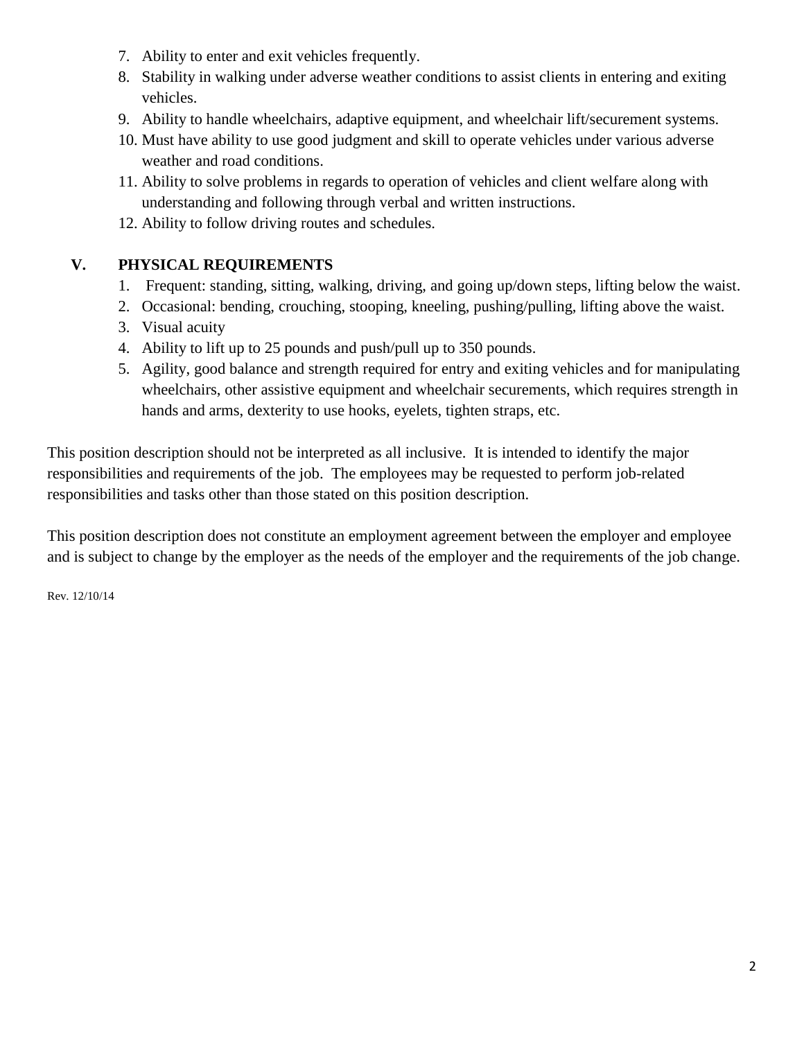7. Ability to enter and exit vehicles frequently.
8. Stability in walking under adverse weather conditions to assist clients in entering and exiting vehicles.
9. Ability to handle wheelchairs, adaptive equipment, and wheelchair lift/securement systems.
10. Must have ability to use good judgment and skill to operate vehicles under various adverse weather and road conditions.
11. Ability to solve problems in regards to operation of vehicles and client welfare along with understanding and following through verbal and written instructions.
12. Ability to follow driving routes and schedules.

## V. PHYSICAL REQUIREMENTS

1. Frequent: standing, sitting, walking, driving, and going up/down steps, lifting below the waist.
2. Occasional: bending, crouching, stooping, kneeling, pushing/pulling, lifting above the waist.
3. Visual acuity
4. Ability to lift up to 25 pounds and push/pull up to 350 pounds.
5. Agility, good balance and strength required for entry and exiting vehicles and for manipulating wheelchairs, other assistive equipment and wheelchair securements, which requires strength in hands and arms, dexterity to use hooks, eyelets, tighten straps, etc.

This position description should not be interpreted as all inclusive. It is intended to identify the major responsibilities and requirements of the job. The employees may be requested to perform job-related responsibilities and tasks other than those stated on this position description.

This position description does not constitute an employment agreement between the employer and employee and is subject to change by the employer as the needs of the employer and the requirements of the job change.

Rev. 12/10/14